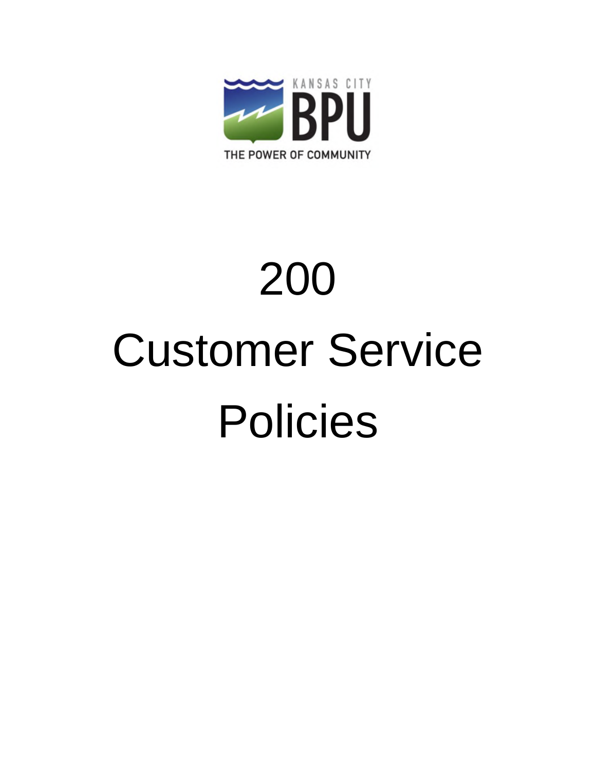KANSAS CITY BPU

THE POWER OF COMMUNITY

# 200

# Customer Service Policies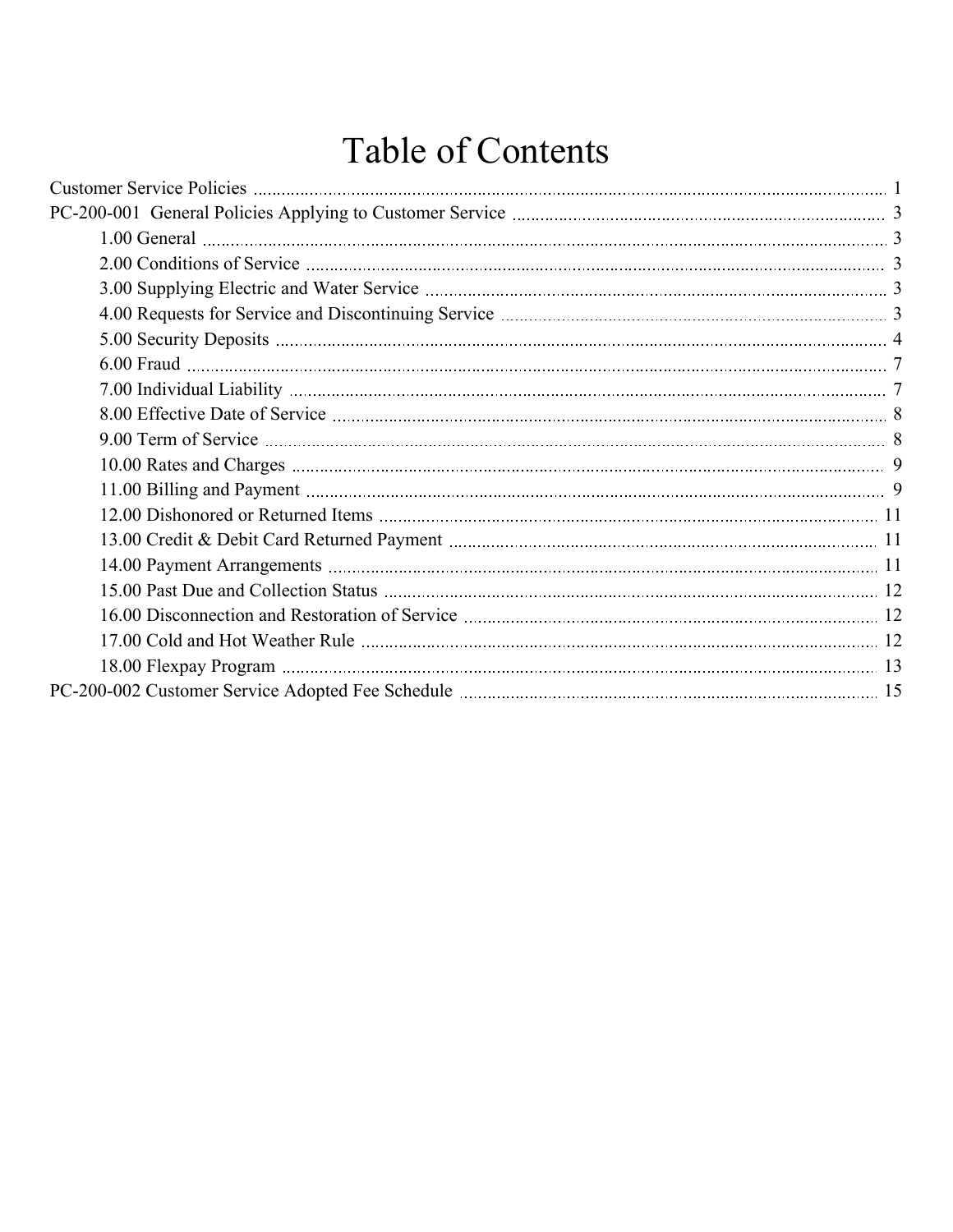# Table of Contents

Customer Service Policies ........ 1

PC-200-001 General Policies Applying to Customer Service ........ 3

- 1.00 General ........ 3
- 2.00 Conditions of Service ........ 3
- 3.00 Supplying Electric and Water Service ........ 3
- 4.00 Requests for Service and Discontinuing Service ........ 3
- 5.00 Security Deposits ........ 4
- 6.00 Fraud ........ 7
- 7.00 Individual Liability ........ 7
- 8.00 Effective Date of Service ........ 8
- 9.00 Term of Service ........ 8
- 10.00 Rates and Charges ........ 9
- 11.00 Billing and Payment ........ 9
- 12.00 Dishonored or Returned Items ........ 11
- 13.00 Credit & Debit Card Returned Payment ........ 11
- 14.00 Payment Arrangements ........ 11
- 15.00 Past Due and Collection Status ........ 12
- 16.00 Disconnection and Restoration of Service ........ 12
- 17.00 Cold and Hot Weather Rule ........ 12
- 18.00 Flexpay Program ........ 13

PC-200-002 Customer Service Adopted Fee Schedule ........ 15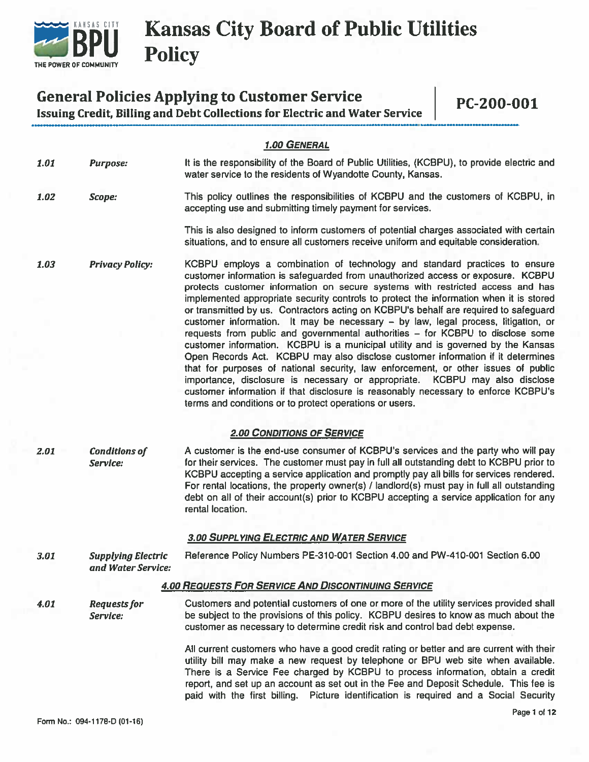# Kansas City Board of Public Utilities Policy

## General Policies Applying to Customer Service

**Issuing Credit, Billing and Debt Collections for Electric and Water Service** | **PC-200-001**

### *1.00 GENERAL*

***1.01*** ***Purpose:*** It is the responsibility of the Board of Public Utilities, (KCBPU), to provide electric and water service to the residents of Wyandotte County, Kansas.

***1.02*** ***Scope:*** This policy outlines the responsibilities of KCBPU and the customers of KCBPU, in accepting use and submitting timely payment for services.

This is also designed to inform customers of potential charges associated with certain situations, and to ensure all customers receive uniform and equitable consideration.

***1.03*** ***Privacy Policy:*** KCBPU employs a combination of technology and standard practices to ensure customer information is safeguarded from unauthorized access or exposure. KCBPU protects customer information on secure systems with restricted access and has implemented appropriate security controls to protect the information when it is stored or transmitted by us. Contractors acting on KCBPU's behalf are required to safeguard customer information. It may be necessary – by law, legal process, litigation, or requests from public and governmental authorities – for KCBPU to disclose some customer information. KCBPU is a municipal utility and is governed by the Kansas Open Records Act. KCBPU may also disclose customer information if it determines that for purposes of national security, law enforcement, or other issues of public importance, disclosure is necessary or appropriate. KCBPU may also disclose customer information if that disclosure is reasonably necessary to enforce KCBPU's terms and conditions or to protect operations or users.

### *2.00 CONDITIONS OF SERVICE*

***2.01*** ***Conditions of Service:*** A customer is the end-use consumer of KCBPU's services and the party who will pay for their services. The customer must pay in full all outstanding debt to KCBPU prior to KCBPU accepting a service application and promptly pay all bills for services rendered. For rental locations, the property owner(s) / landlord(s) must pay in full all outstanding debt on all of their account(s) prior to KCBPU accepting a service application for any rental location.

### *3.00 SUPPLYING ELECTRIC AND WATER SERVICE*

***3.01*** ***Supplying Electric and Water Service:*** Reference Policy Numbers PE-310-001 Section 4.00 and PW-410-001 Section 6.00

### *4.00 REQUESTS FOR SERVICE AND DISCONTINUING SERVICE*

***4.01*** ***Requests for Service:*** Customers and potential customers of one or more of the utility services provided shall be subject to the provisions of this policy. KCBPU desires to know as much about the customer as necessary to determine credit risk and control bad debt expense.

All current customers who have a good credit rating or better and are current with their utility bill may make a new request by telephone or BPU web site when available. There is a Service Fee charged by KCBPU to process information, obtain a credit report, and set up an account as set out in the Fee and Deposit Schedule. This fee is paid with the first billing. Picture identification is required and a Social Security

Form No.: 094-1178-D (01-16)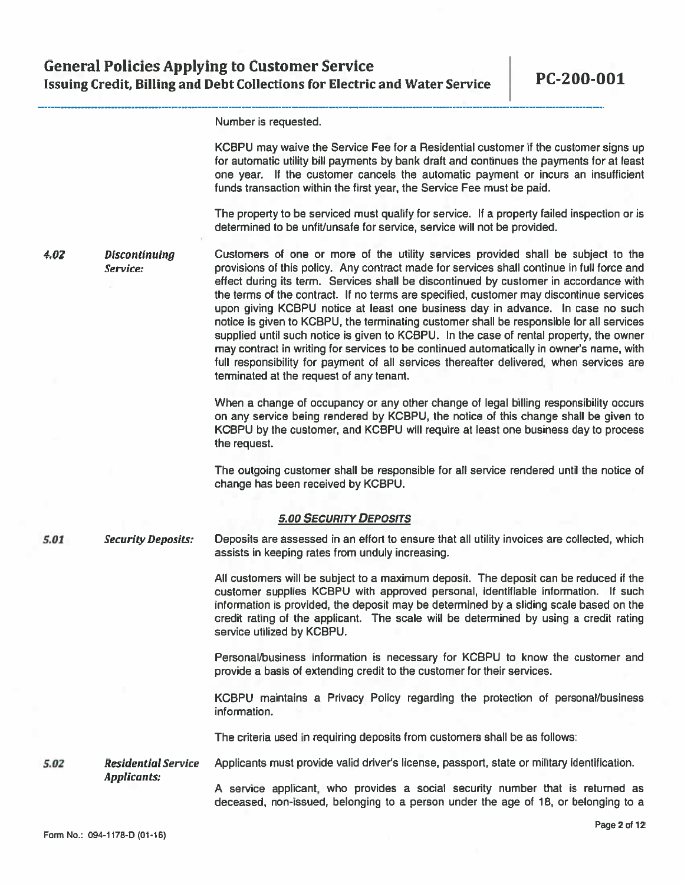Number is requested.

KCBPU may waive the Service Fee for a Residential customer if the customer signs up for automatic utility bill payments by bank draft and continues the payments for at least one year. If the customer cancels the automatic payment or incurs an insufficient funds transaction within the first year, the Service Fee must be paid.

The property to be serviced must qualify for service. If a property failed inspection or is determined to be unfit/unsafe for service, service will not be provided.

***4.02 Discontinuing Service:***

Customers of one or more of the utility services provided shall be subject to the provisions of this policy. Any contract made for services shall continue in full force and effect during its term. Services shall be discontinued by customer in accordance with the terms of the contract. If no terms are specified, customer may discontinue services upon giving KCBPU notice at least one business day in advance. In case no such notice is given to KCBPU, the terminating customer shall be responsible for all services supplied until such notice is given to KCBPU. In the case of rental property, the owner may contract in writing for services to be continued automatically in owner's name, with full responsibility for payment of all services thereafter delivered, when services are terminated at the request of any tenant.

When a change of occupancy or any other change of legal billing responsibility occurs on any service being rendered by KCBPU, the notice of this change shall be given to KCBPU by the customer, and KCBPU will require at least one business day to process the request.

The outgoing customer shall be responsible for all service rendered until the notice of change has been received by KCBPU.

## *5.00 SECURITY DEPOSITS*

***5.01 Security Deposits:***

Deposits are assessed in an effort to ensure that all utility invoices are collected, which assists in keeping rates from unduly increasing.

All customers will be subject to a maximum deposit. The deposit can be reduced if the customer supplies KCBPU with approved personal, identifiable information. If such information is provided, the deposit may be determined by a sliding scale based on the credit rating of the applicant. The scale will be determined by using a credit rating service utilized by KCBPU.

Personal/business information is necessary for KCBPU to know the customer and provide a basis of extending credit to the customer for their services.

KCBPU maintains a Privacy Policy regarding the protection of personal/business information.

The criteria used in requiring deposits from customers shall be as follows:

***5.02 Residential Service Applicants:***

Applicants must provide valid driver's license, passport, state or military identification.

A service applicant, who provides a social security number that is returned as deceased, non-issued, belonging to a person under the age of 18, or belonging to a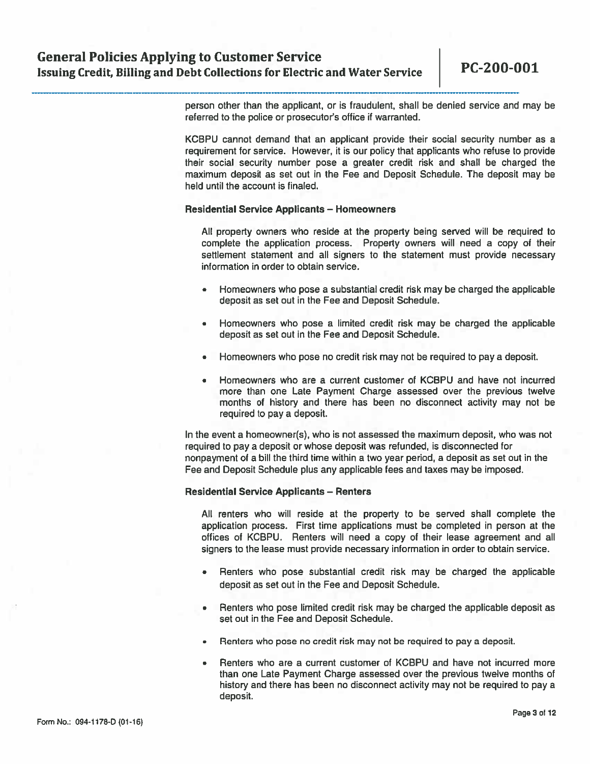person other than the applicant, or is fraudulent, shall be denied service and may be referred to the police or prosecutor's office if warranted.

KCBPU cannot demand that an applicant provide their social security number as a requirement for service. However, it is our policy that applicants who refuse to provide their social security number pose a greater credit risk and shall be charged the maximum deposit as set out in the Fee and Deposit Schedule. The deposit may be held until the account is finaled.

**Residential Service Applicants – Homeowners**

All property owners who reside at the property being served will be required to complete the application process. Property owners will need a copy of their settlement statement and all signers to the statement must provide necessary information in order to obtain service.

- Homeowners who pose a substantial credit risk may be charged the applicable deposit as set out in the Fee and Deposit Schedule.
- Homeowners who pose a limited credit risk may be charged the applicable deposit as set out in the Fee and Deposit Schedule.
- Homeowners who pose no credit risk may not be required to pay a deposit.
- Homeowners who are a current customer of KCBPU and have not incurred more than one Late Payment Charge assessed over the previous twelve months of history and there has been no disconnect activity may not be required to pay a deposit.

In the event a homeowner(s), who is not assessed the maximum deposit, who was not required to pay a deposit or whose deposit was refunded, is disconnected for nonpayment of a bill the third time within a two year period, a deposit as set out in the Fee and Deposit Schedule plus any applicable fees and taxes may be imposed.

**Residential Service Applicants – Renters**

All renters who will reside at the property to be served shall complete the application process. First time applications must be completed in person at the offices of KCBPU. Renters will need a copy of their lease agreement and all signers to the lease must provide necessary information in order to obtain service.

- Renters who pose substantial credit risk may be charged the applicable deposit as set out in the Fee and Deposit Schedule.
- Renters who pose limited credit risk may be charged the applicable deposit as set out in the Fee and Deposit Schedule.
- Renters who pose no credit risk may not be required to pay a deposit.
- Renters who are a current customer of KCBPU and have not incurred more than one Late Payment Charge assessed over the previous twelve months of history and there has been no disconnect activity may not be required to pay a deposit.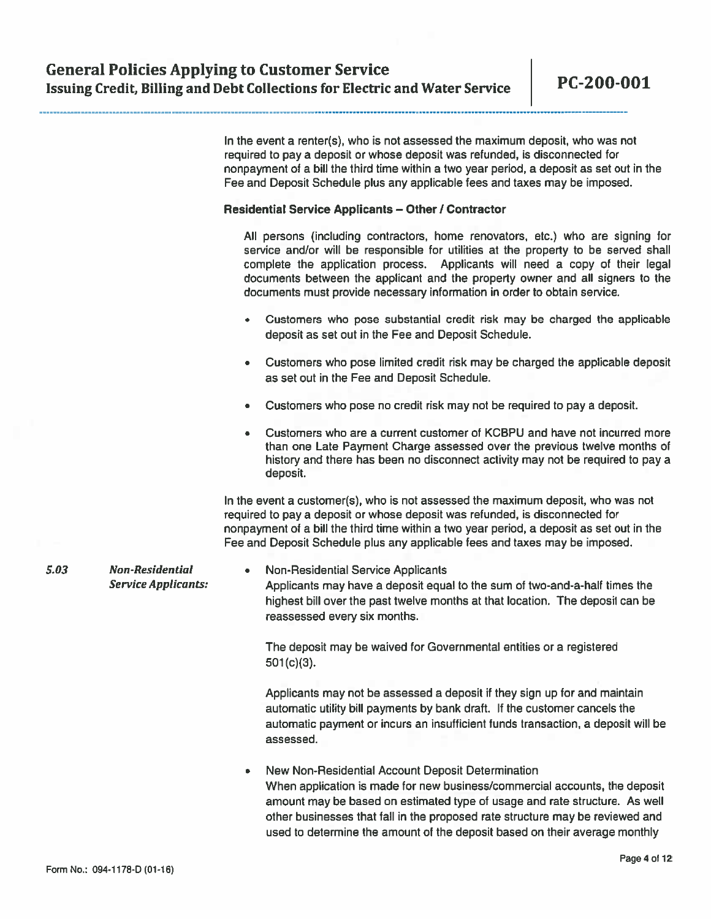In the event a renter(s), who is not assessed the maximum deposit, who was not required to pay a deposit or whose deposit was refunded, is disconnected for nonpayment of a bill the third time within a two year period, a deposit as set out in the Fee and Deposit Schedule plus any applicable fees and taxes may be imposed.

**Residential Service Applicants – Other / Contractor**

All persons (including contractors, home renovators, etc.) who are signing for service and/or will be responsible for utilities at the property to be served shall complete the application process. Applicants will need a copy of their legal documents between the applicant and the property owner and all signers to the documents must provide necessary information in order to obtain service.

- Customers who pose substantial credit risk may be charged the applicable deposit as set out in the Fee and Deposit Schedule.
- Customers who pose limited credit risk may be charged the applicable deposit as set out in the Fee and Deposit Schedule.
- Customers who pose no credit risk may not be required to pay a deposit.
- Customers who are a current customer of KCBPU and have not incurred more than one Late Payment Charge assessed over the previous twelve months of history and there has been no disconnect activity may not be required to pay a deposit.

In the event a customer(s), who is not assessed the maximum deposit, who was not required to pay a deposit or whose deposit was refunded, is disconnected for nonpayment of a bill the third time within a two year period, a deposit as set out in the Fee and Deposit Schedule plus any applicable fees and taxes may be imposed.

***5.03 Non-Residential Service Applicants:***

- Non-Residential Service Applicants
  Applicants may have a deposit equal to the sum of two-and-a-half times the highest bill over the past twelve months at that location. The deposit can be reassessed every six months.

  The deposit may be waived for Governmental entities or a registered 501(c)(3).

  Applicants may not be assessed a deposit if they sign up for and maintain automatic utility bill payments by bank draft. If the customer cancels the automatic payment or incurs an insufficient funds transaction, a deposit will be assessed.

- New Non-Residential Account Deposit Determination
  When application is made for new business/commercial accounts, the deposit amount may be based on estimated type of usage and rate structure. As well other businesses that fall in the proposed rate structure may be reviewed and used to determine the amount of the deposit based on their average monthly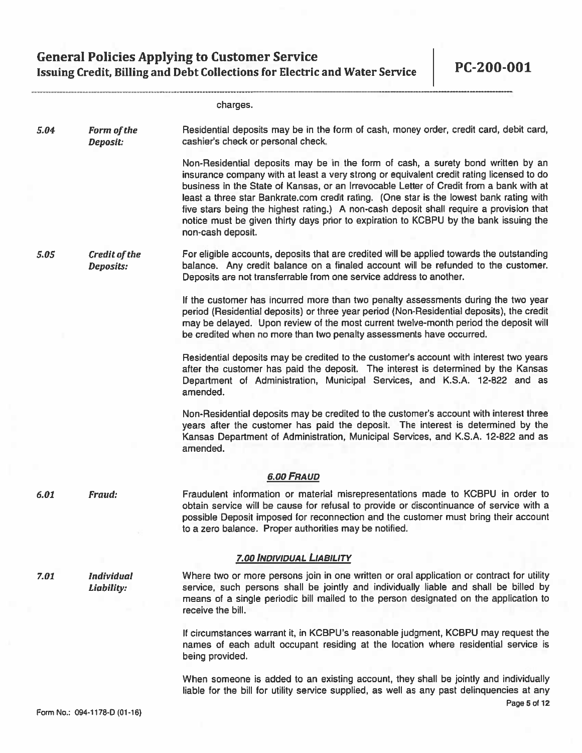charges.

**5.04** ***Form of the Deposit:***

Residential deposits may be in the form of cash, money order, credit card, debit card, cashier's check or personal check.

Non-Residential deposits may be in the form of cash, a surety bond written by an insurance company with at least a very strong or equivalent credit rating licensed to do business in the State of Kansas, or an Irrevocable Letter of Credit from a bank with at least a three star Bankrate.com credit rating. (One star is the lowest bank rating with five stars being the highest rating.) A non-cash deposit shall require a provision that notice must be given thirty days prior to expiration to KCBPU by the bank issuing the non-cash deposit.

**5.05** ***Credit of the Deposits:***

For eligible accounts, deposits that are credited will be applied towards the outstanding balance. Any credit balance on a finaled account will be refunded to the customer. Deposits are not transferrable from one service address to another.

If the customer has incurred more than two penalty assessments during the two year period (Residential deposits) or three year period (Non-Residential deposits), the credit may be delayed. Upon review of the most current twelve-month period the deposit will be credited when no more than two penalty assessments have occurred.

Residential deposits may be credited to the customer's account with interest two years after the customer has paid the deposit. The interest is determined by the Kansas Department of Administration, Municipal Services, and K.S.A. 12-822 and as amended.

Non-Residential deposits may be credited to the customer's account with interest three years after the customer has paid the deposit. The interest is determined by the Kansas Department of Administration, Municipal Services, and K.S.A. 12-822 and as amended.

## 6.00 FRAUD

**6.01** ***Fraud:***

Fraudulent information or material misrepresentations made to KCBPU in order to obtain service will be cause for refusal to provide or discontinuance of service with a possible Deposit imposed for reconnection and the customer must bring their account to a zero balance. Proper authorities may be notified.

## 7.00 INDIVIDUAL LIABILITY

**7.01** ***Individual Liability:***

Where two or more persons join in one written or oral application or contract for utility service, such persons shall be jointly and individually liable and shall be billed by means of a single periodic bill mailed to the person designated on the application to receive the bill.

If circumstances warrant it, in KCBPU's reasonable judgment, KCBPU may request the names of each adult occupant residing at the location where residential service is being provided.

When someone is added to an existing account, they shall be jointly and individually liable for the bill for utility service supplied, as well as any past delinquencies at any

Form No.: 094-1178-D (01-16)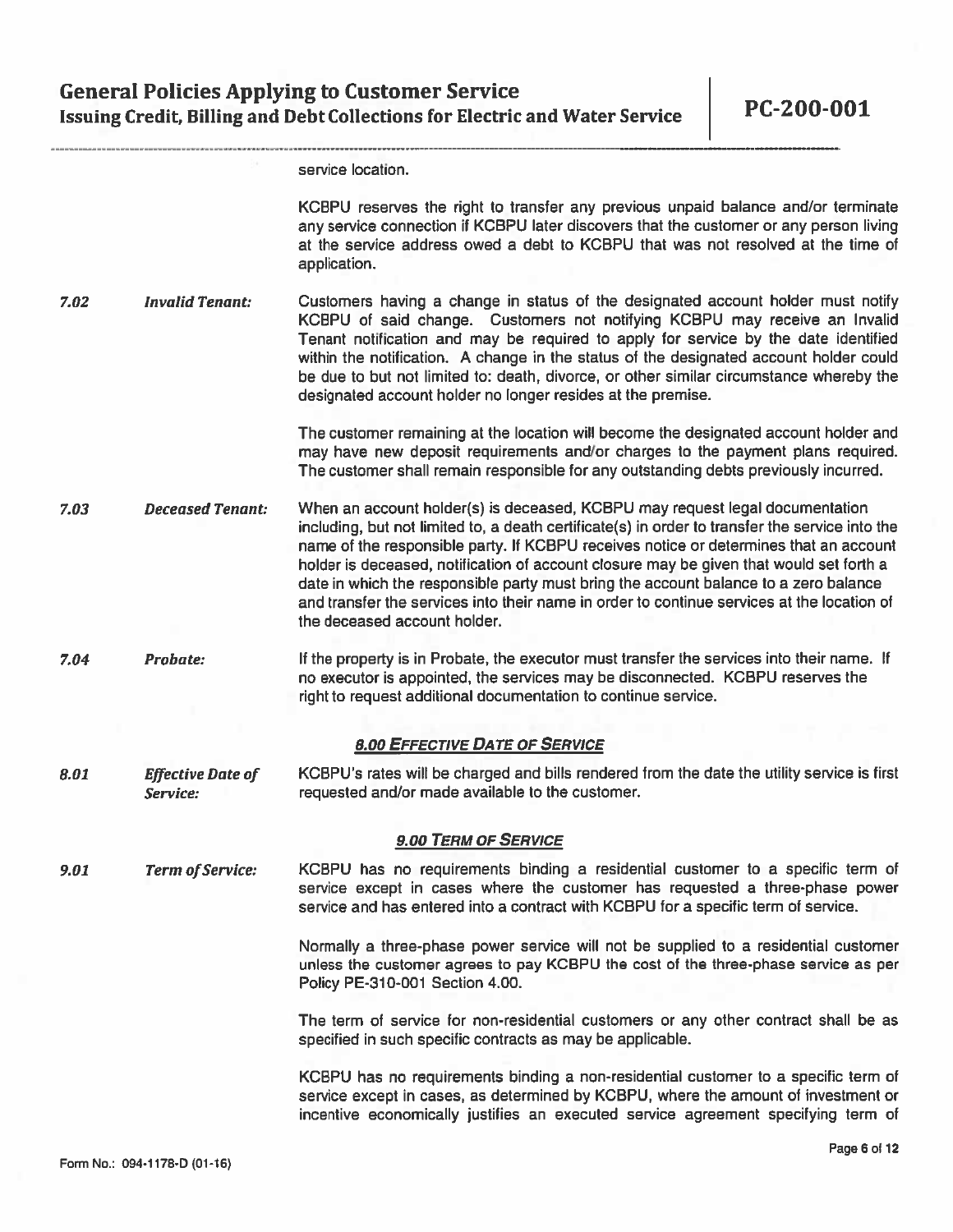service location.

KCBPU reserves the right to transfer any previous unpaid balance and/or terminate any service connection if KCBPU later discovers that the customer or any person living at the service address owed a debt to KCBPU that was not resolved at the time of application.

***7.02 Invalid Tenant:*** Customers having a change in status of the designated account holder must notify KCBPU of said change. Customers not notifying KCBPU may receive an Invalid Tenant notification and may be required to apply for service by the date identified within the notification. A change in the status of the designated account holder could be due to but not limited to: death, divorce, or other similar circumstance whereby the designated account holder no longer resides at the premise.

The customer remaining at the location will become the designated account holder and may have new deposit requirements and/or charges to the payment plans required. The customer shall remain responsible for any outstanding debts previously incurred.

***7.03 Deceased Tenant:*** When an account holder(s) is deceased, KCBPU may request legal documentation including, but not limited to, a death certificate(s) in order to transfer the service into the name of the responsible party. If KCBPU receives notice or determines that an account holder is deceased, notification of account closure may be given that would set forth a date in which the responsible party must bring the account balance to a zero balance and transfer the services into their name in order to continue services at the location of the deceased account holder.

***7.04 Probate:*** If the property is in Probate, the executor must transfer the services into their name. If no executor is appointed, the services may be disconnected. KCBPU reserves the right to request additional documentation to continue service.

## 8.00 EFFECTIVE DATE OF SERVICE

***8.01 Effective Date of Service:*** KCBPU's rates will be charged and bills rendered from the date the utility service is first requested and/or made available to the customer.

## 9.00 TERM OF SERVICE

***9.01 Term of Service:*** KCBPU has no requirements binding a residential customer to a specific term of service except in cases where the customer has requested a three-phase power service and has entered into a contract with KCBPU for a specific term of service.

Normally a three-phase power service will not be supplied to a residential customer unless the customer agrees to pay KCBPU the cost of the three-phase service as per Policy PE-310-001 Section 4.00.

The term of service for non-residential customers or any other contract shall be as specified in such specific contracts as may be applicable.

KCBPU has no requirements binding a non-residential customer to a specific term of service except in cases, as determined by KCBPU, where the amount of investment or incentive economically justifies an executed service agreement specifying term of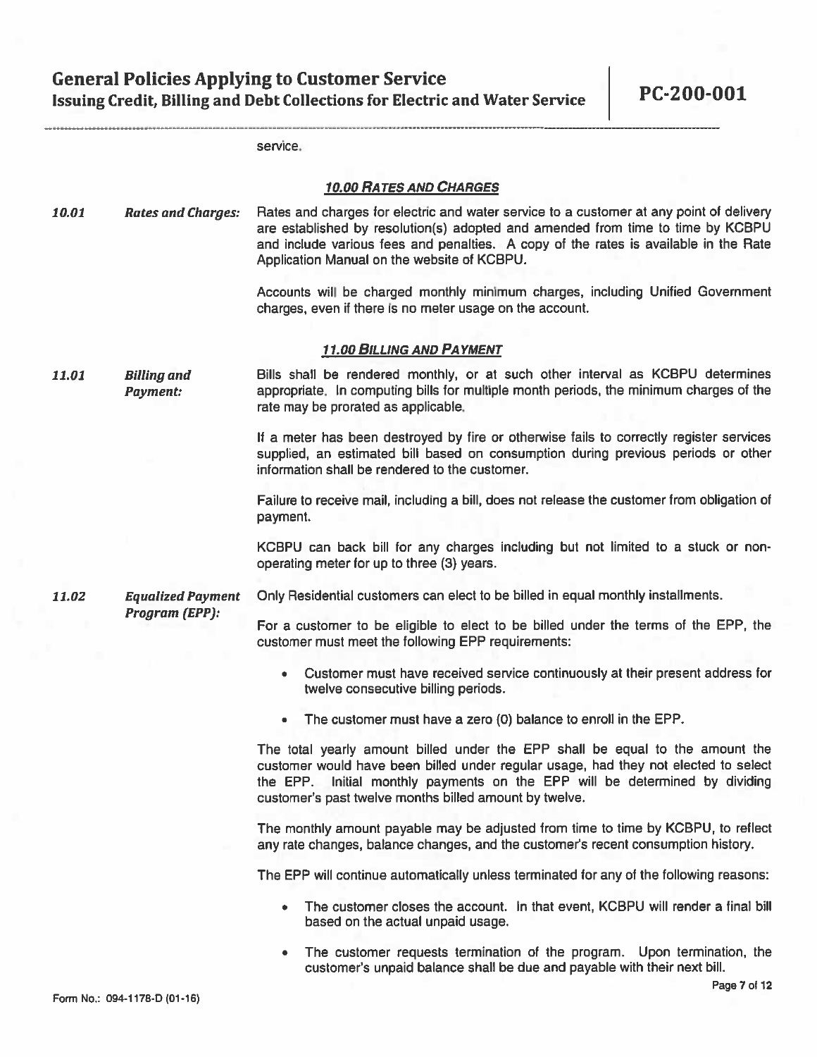service.

## 10.00 RATES AND CHARGES

***10.01 Rates and Charges:*** Rates and charges for electric and water service to a customer at any point of delivery are established by resolution(s) adopted and amended from time to time by KCBPU and include various fees and penalties. A copy of the rates is available in the Rate Application Manual on the website of KCBPU.

Accounts will be charged monthly minimum charges, including Unified Government charges, even if there is no meter usage on the account.

## 11.00 BILLING AND PAYMENT

***11.01 Billing and Payment:*** Bills shall be rendered monthly, or at such other interval as KCBPU determines appropriate. In computing bills for multiple month periods, the minimum charges of the rate may be prorated as applicable.

If a meter has been destroyed by fire or otherwise fails to correctly register services supplied, an estimated bill based on consumption during previous periods or other information shall be rendered to the customer.

Failure to receive mail, including a bill, does not release the customer from obligation of payment.

KCBPU can back bill for any charges including but not limited to a stuck or non-operating meter for up to three (3) years.

***11.02 Equalized Payment Program (EPP):*** Only Residential customers can elect to be billed in equal monthly installments.

For a customer to be eligible to elect to be billed under the terms of the EPP, the customer must meet the following EPP requirements:

- Customer must have received service continuously at their present address for twelve consecutive billing periods.
- The customer must have a zero (0) balance to enroll in the EPP.

The total yearly amount billed under the EPP shall be equal to the amount the customer would have been billed under regular usage, had they not elected to select the EPP. Initial monthly payments on the EPP will be determined by dividing customer's past twelve months billed amount by twelve.

The monthly amount payable may be adjusted from time to time by KCBPU, to reflect any rate changes, balance changes, and the customer's recent consumption history.

The EPP will continue automatically unless terminated for any of the following reasons:

- The customer closes the account. In that event, KCBPU will render a final bill based on the actual unpaid usage.
- The customer requests termination of the program. Upon termination, the customer's unpaid balance shall be due and payable with their next bill.

Form No.: 094-1178-D (01-16)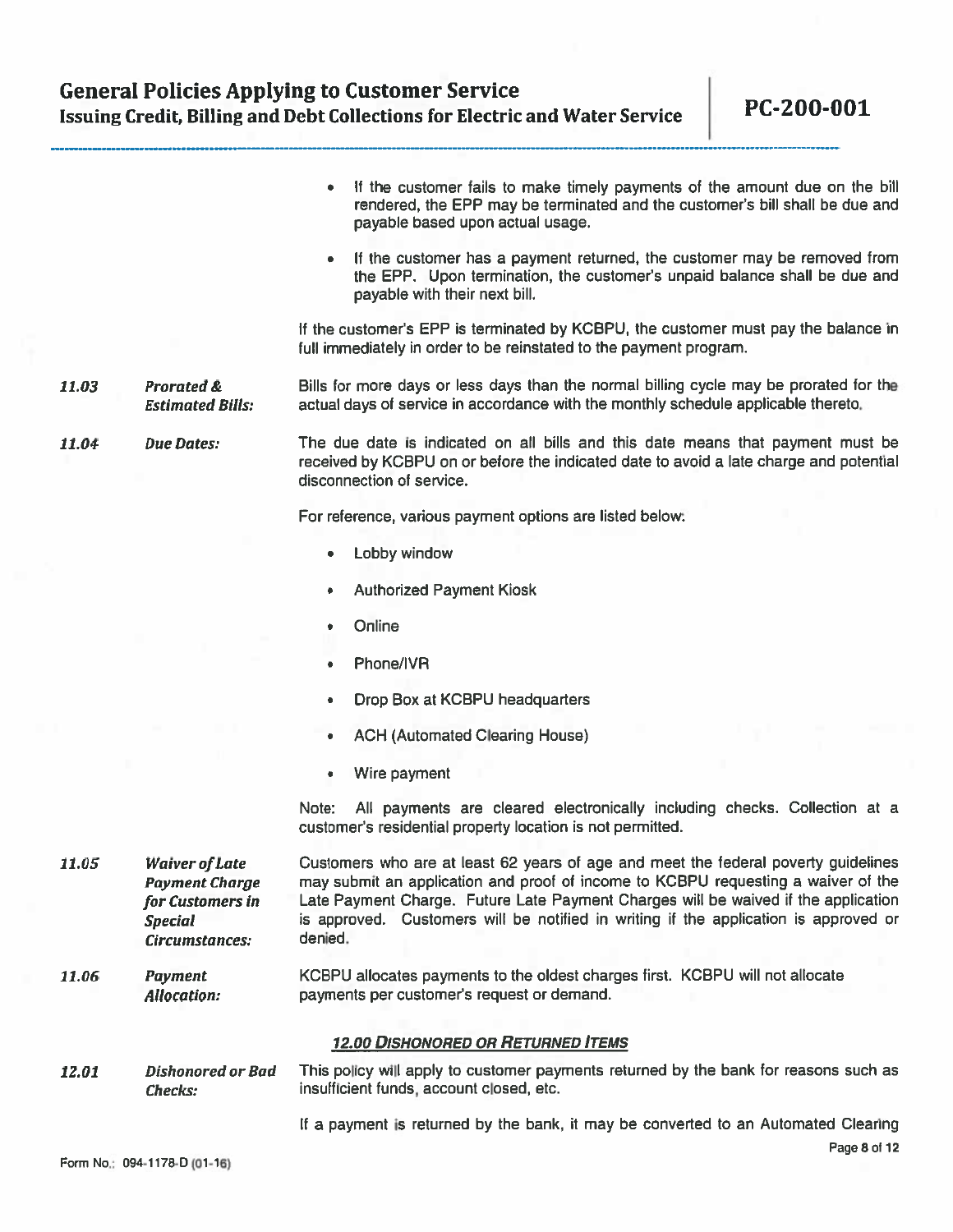- If the customer fails to make timely payments of the amount due on the bill rendered, the EPP may be terminated and the customer's bill shall be due and payable based upon actual usage.
- If the customer has a payment returned, the customer may be removed from the EPP. Upon termination, the customer's unpaid balance shall be due and payable with their next bill.

If the customer's EPP is terminated by KCBPU, the customer must pay the balance in full immediately in order to be reinstated to the payment program.

**11.03** ***Prorated & Estimated Bills:*** Bills for more days or less days than the normal billing cycle may be prorated for the actual days of service in accordance with the monthly schedule applicable thereto.

**11.04** ***Due Dates:*** The due date is indicated on all bills and this date means that payment must be received by KCBPU on or before the indicated date to avoid a late charge and potential disconnection of service.

For reference, various payment options are listed below:

- Lobby window
- Authorized Payment Kiosk
- Online
- Phone/IVR
- Drop Box at KCBPU headquarters
- ACH (Automated Clearing House)
- Wire payment

Note: All payments are cleared electronically including checks. Collection at a customer's residential property location is not permitted.

**11.05** ***Waiver of Late Payment Charge for Customers in Special Circumstances:*** Customers who are at least 62 years of age and meet the federal poverty guidelines may submit an application and proof of income to KCBPU requesting a waiver of the Late Payment Charge. Future Late Payment Charges will be waived if the application is approved. Customers will be notified in writing if the application is approved or denied.

**11.06** ***Payment Allocation:*** KCBPU allocates payments to the oldest charges first. KCBPU will not allocate payments per customer's request or demand.

## 12.00 DISHONORED OR RETURNED ITEMS

**12.01** ***Dishonored or Bad Checks:*** This policy will apply to customer payments returned by the bank for reasons such as insufficient funds, account closed, etc.

If a payment is returned by the bank, it may be converted to an Automated Clearing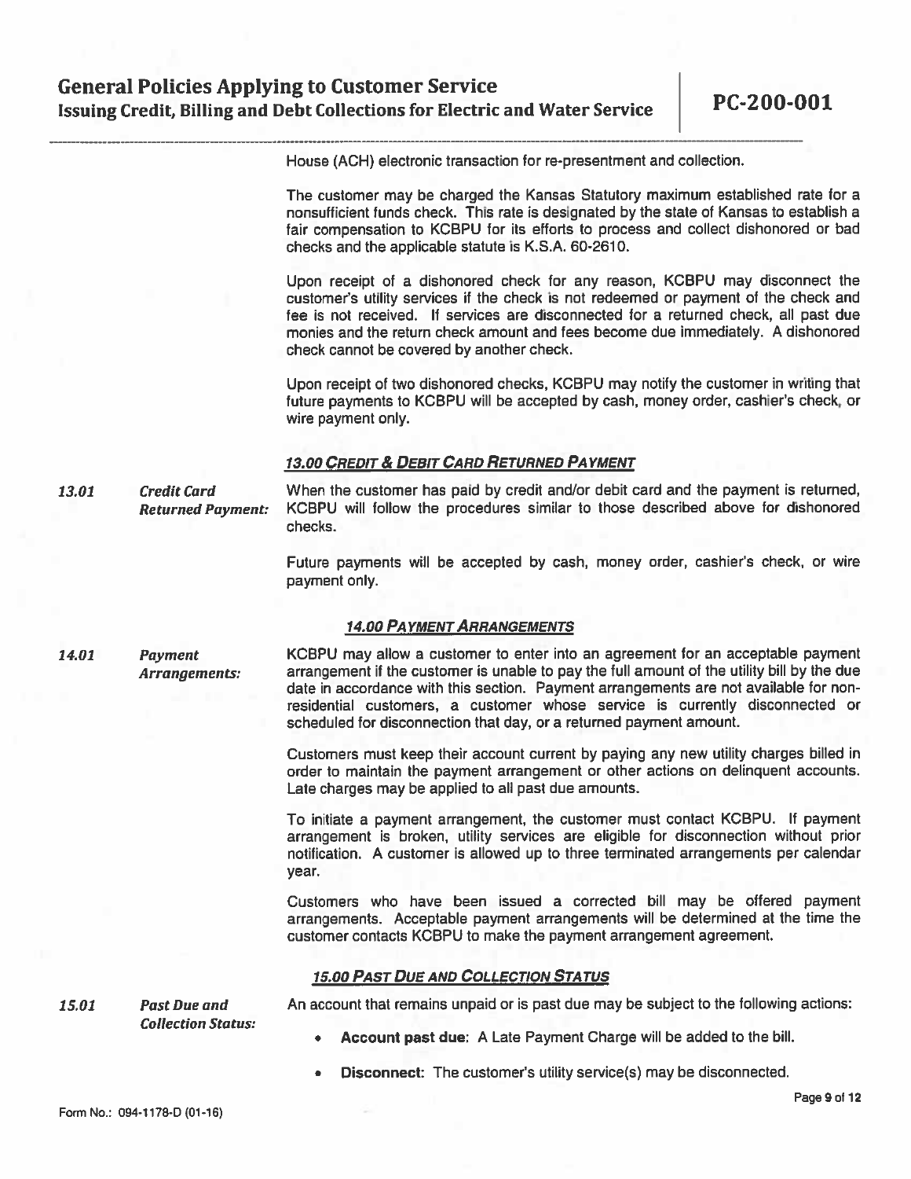House (ACH) electronic transaction for re-presentment and collection.

The customer may be charged the Kansas Statutory maximum established rate for a nonsufficient funds check. This rate is designated by the state of Kansas to establish a fair compensation to KCBPU for its efforts to process and collect dishonored or bad checks and the applicable statute is K.S.A. 60-2610.

Upon receipt of a dishonored check for any reason, KCBPU may disconnect the customer's utility services if the check is not redeemed or payment of the check and fee is not received. If services are disconnected for a returned check, all past due monies and the return check amount and fees become due immediately. A dishonored check cannot be covered by another check.

Upon receipt of two dishonored checks, KCBPU may notify the customer in writing that future payments to KCBPU will be accepted by cash, money order, cashier's check, or wire payment only.

## 13.00 CREDIT & DEBIT CARD RETURNED PAYMENT

***13.01 Credit Card Returned Payment:*** When the customer has paid by credit and/or debit card and the payment is returned, KCBPU will follow the procedures similar to those described above for dishonored checks.

Future payments will be accepted by cash, money order, cashier's check, or wire payment only.

## 14.00 PAYMENT ARRANGEMENTS

***14.01 Payment Arrangements:*** KCBPU may allow a customer to enter into an agreement for an acceptable payment arrangement if the customer is unable to pay the full amount of the utility bill by the due date in accordance with this section. Payment arrangements are not available for non-residential customers, a customer whose service is currently disconnected or scheduled for disconnection that day, or a returned payment amount.

Customers must keep their account current by paying any new utility charges billed in order to maintain the payment arrangement or other actions on delinquent accounts. Late charges may be applied to all past due amounts.

To initiate a payment arrangement, the customer must contact KCBPU. If payment arrangement is broken, utility services are eligible for disconnection without prior notification. A customer is allowed up to three terminated arrangements per calendar year.

Customers who have been issued a corrected bill may be offered payment arrangements. Acceptable payment arrangements will be determined at the time the customer contacts KCBPU to make the payment arrangement agreement.

## 15.00 PAST DUE AND COLLECTION STATUS

***15.01 Past Due and Collection Status:*** An account that remains unpaid or is past due may be subject to the following actions:

- **Account past due**: A Late Payment Charge will be added to the bill.
- **Disconnect**: The customer's utility service(s) may be disconnected.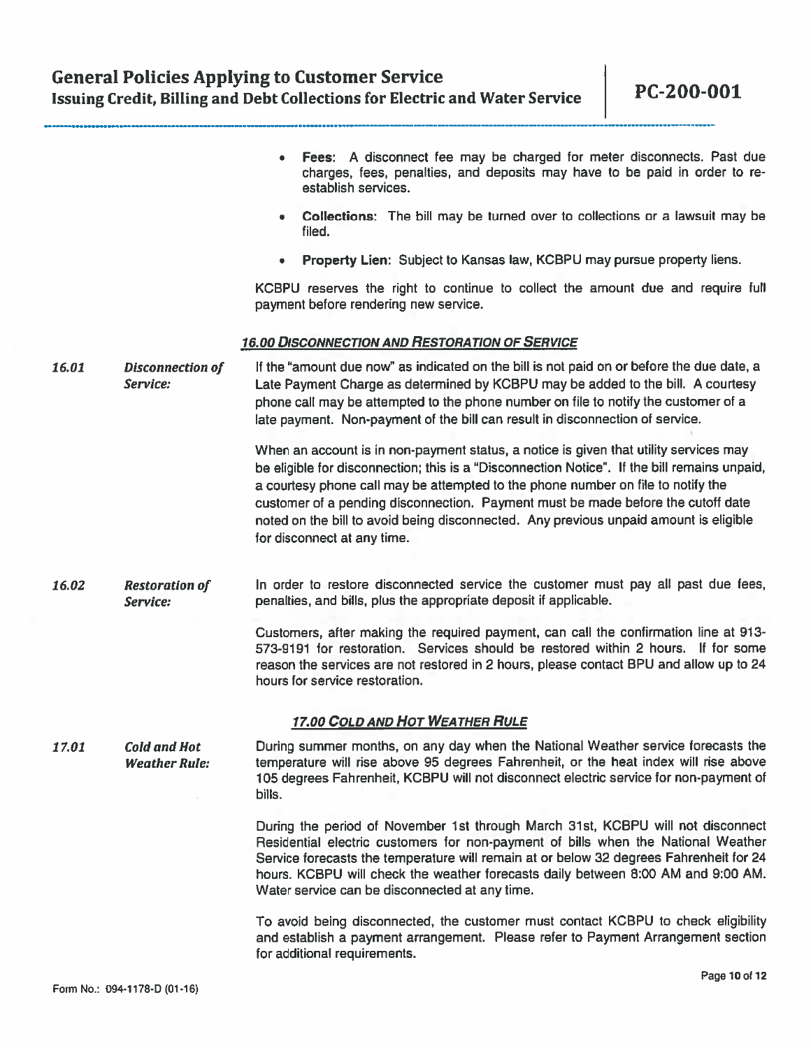- **Fees**: A disconnect fee may be charged for meter disconnects. Past due charges, fees, penalties, and deposits may have to be paid in order to re-establish services.

- **Collections**: The bill may be turned over to collections or a lawsuit may be filed.

- **Property Lien**: Subject to Kansas law, KCBPU may pursue property liens.

KCBPU reserves the right to continue to collect the amount due and require full payment before rendering new service.

## *16.00 Disconnection and Restoration of Service*

***16.01 Disconnection of Service:***

If the "amount due now" as indicated on the bill is not paid on or before the due date, a Late Payment Charge as determined by KCBPU may be added to the bill. A courtesy phone call may be attempted to the phone number on file to notify the customer of a late payment. Non-payment of the bill can result in disconnection of service.

When an account is in non-payment status, a notice is given that utility services may be eligible for disconnection; this is a "Disconnection Notice". If the bill remains unpaid, a courtesy phone call may be attempted to the phone number on file to notify the customer of a pending disconnection. Payment must be made before the cutoff date noted on the bill to avoid being disconnected. Any previous unpaid amount is eligible for disconnect at any time.

***16.02 Restoration of Service:***

In order to restore disconnected service the customer must pay all past due fees, penalties, and bills, plus the appropriate deposit if applicable.

Customers, after making the required payment, can call the confirmation line at 913-573-9191 for restoration. Services should be restored within 2 hours. If for some reason the services are not restored in 2 hours, please contact BPU and allow up to 24 hours for service restoration.

## *17.00 Cold and Hot Weather Rule*

***17.01 Cold and Hot Weather Rule:***

During summer months, on any day when the National Weather service forecasts the temperature will rise above 95 degrees Fahrenheit, or the heat index will rise above 105 degrees Fahrenheit, KCBPU will not disconnect electric service for non-payment of bills.

During the period of November 1st through March 31st, KCBPU will not disconnect Residential electric customers for non-payment of bills when the National Weather Service forecasts the temperature will remain at or below 32 degrees Fahrenheit for 24 hours. KCBPU will check the weather forecasts daily between 8:00 AM and 9:00 AM. Water service can be disconnected at any time.

To avoid being disconnected, the customer must contact KCBPU to check eligibility and establish a payment arrangement. Please refer to Payment Arrangement section for additional requirements.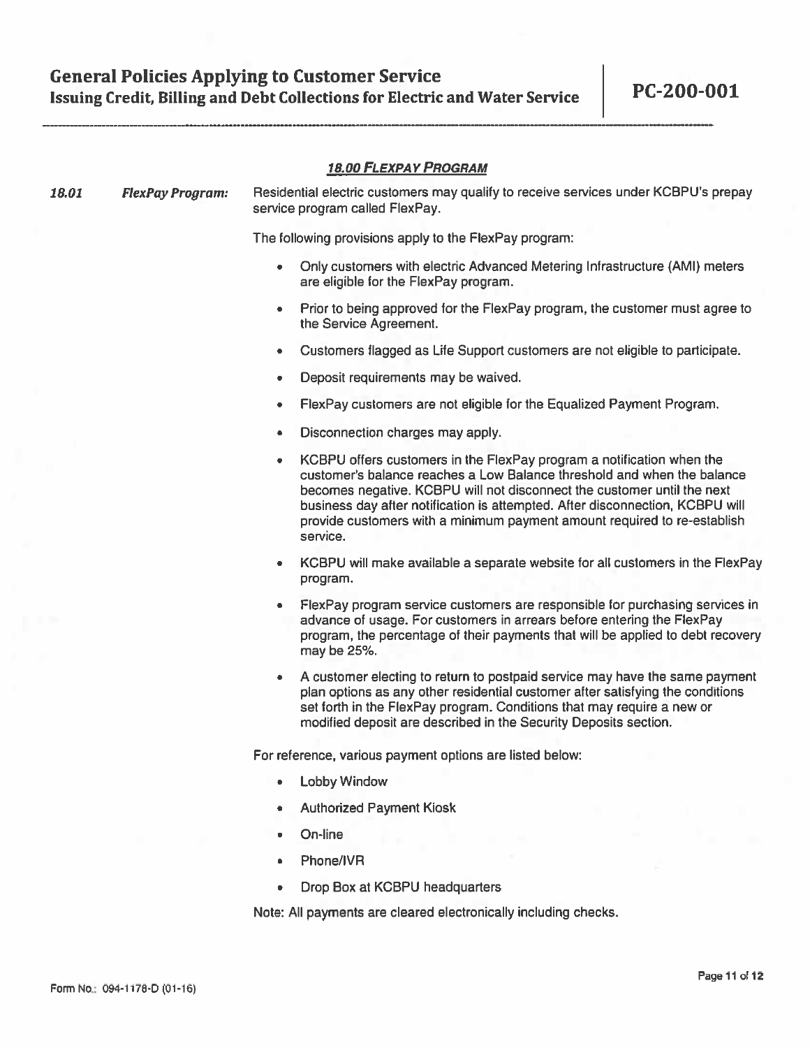## 18.00 FLEXPAY PROGRAM

**18.01** ***FlexPay Program:*** Residential electric customers may qualify to receive services under KCBPU's prepay service program called FlexPay.

The following provisions apply to the FlexPay program:

- Only customers with electric Advanced Metering Infrastructure (AMI) meters are eligible for the FlexPay program.
- Prior to being approved for the FlexPay program, the customer must agree to the Service Agreement.
- Customers flagged as Life Support customers are not eligible to participate.
- Deposit requirements may be waived.
- FlexPay customers are not eligible for the Equalized Payment Program.
- Disconnection charges may apply.
- KCBPU offers customers in the FlexPay program a notification when the customer's balance reaches a Low Balance threshold and when the balance becomes negative. KCBPU will not disconnect the customer until the next business day after notification is attempted. After disconnection, KCBPU will provide customers with a minimum payment amount required to re-establish service.
- KCBPU will make available a separate website for all customers in the FlexPay program.
- FlexPay program service customers are responsible for purchasing services in advance of usage. For customers in arrears before entering the FlexPay program, the percentage of their payments that will be applied to debt recovery may be 25%.
- A customer electing to return to postpaid service may have the same payment plan options as any other residential customer after satisfying the conditions set forth in the FlexPay program. Conditions that may require a new or modified deposit are described in the Security Deposits section.

For reference, various payment options are listed below:

- Lobby Window
- Authorized Payment Kiosk
- On-line
- Phone/IVR
- Drop Box at KCBPU headquarters

Note: All payments are cleared electronically including checks.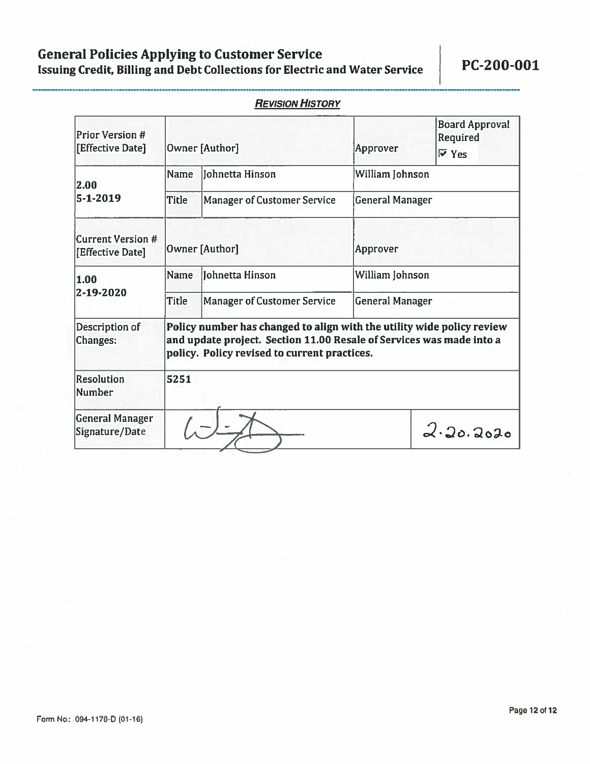## REVISION HISTORY

| Prior Version # [Effective Date] | Owner [Author] | | Approver | Board Approval Required ☑ Yes |
|---|---|---|---|---|
| **2.00** **5-1-2019** | Name | Johnetta Hinson | William Johnson | |
| | Title | Manager of Customer Service | General Manager | |
| **Current Version # [Effective Date]** | **Owner [Author]** | | **Approver** | |
| **1.00** **2-19-2020** | Name | Johnetta Hinson | William Johnson | |
| | Title | Manager of Customer Service | General Manager | |
| Description of Changes: | **Policy number has changed to align with the utility wide policy review and update project. Section 11.00 Resale of Services was made into a policy. Policy revised to current practices.** | | | |
| Resolution Number | **5251** | | | |
| General Manager Signature/Date | [signature] | | | 2.20.2020 |

Form No.: 094-1178-D (01-16)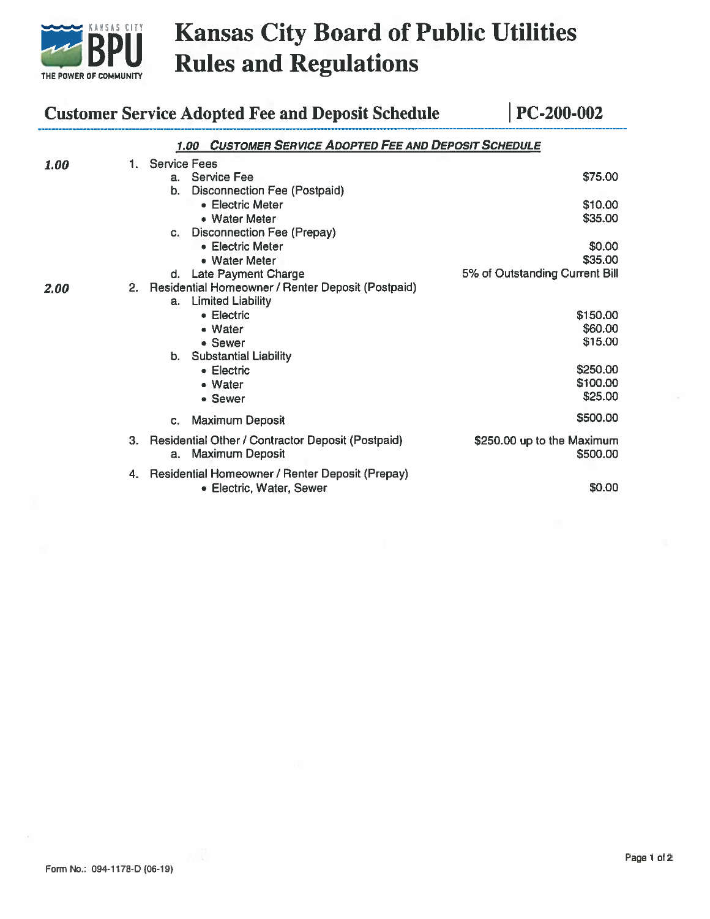# Kansas City Board of Public Utilities Rules and Regulations

## Customer Service Adopted Fee and Deposit Schedule | PC-200-002

### 1.00 CUSTOMER SERVICE ADOPTED FEE AND DEPOSIT SCHEDULE

**1.00**

1. Service Fees
   a. Service Fee — $75.00
   b. Disconnection Fee (Postpaid)
      - Electric Meter — $10.00
      - Water Meter — $35.00
   c. Disconnection Fee (Prepay)
      - Electric Meter — $0.00
      - Water Meter — $35.00
   d. Late Payment Charge — 5% of Outstanding Current Bill

**2.00**

2. Residential Homeowner / Renter Deposit (Postpaid)
   a. Limited Liability
      - Electric — $150.00
      - Water — $60.00
      - Sewer — $15.00
   b. Substantial Liability
      - Electric — $250.00
      - Water — $100.00
      - Sewer — $25.00
   c. Maximum Deposit — $500.00
3. Residential Other / Contractor Deposit (Postpaid) — $250.00 up to the Maximum
   a. Maximum Deposit — $500.00
4. Residential Homeowner / Renter Deposit (Prepay)
   - Electric, Water, Sewer — $0.00

Form No.: 094-1178-D (06-19)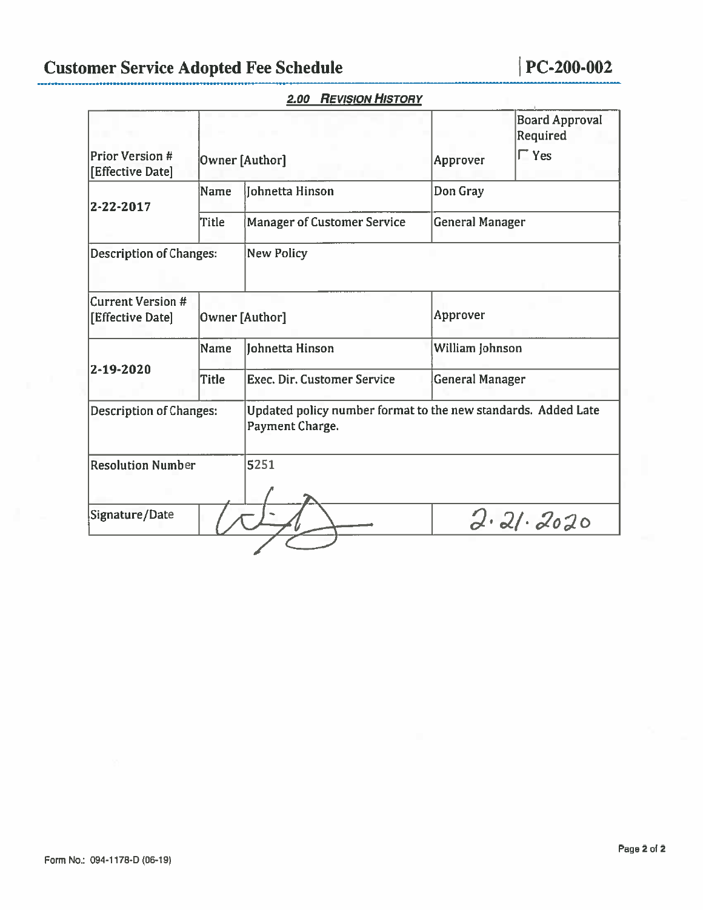## 2.00 Revision History

| | | | | |
|---|---|---|---|---|
| Prior Version # [Effective Date] | Owner [Author] | | Approver | Board Approval Required ☐ Yes |
| 2-22-2017 | Name | Johnetta Hinson | Don Gray | |
| | Title | Manager of Customer Service | General Manager | |
| Description of Changes: | | New Policy | | |
| Current Version # [Effective Date] | Owner [Author] | | Approver | |
| 2-19-2020 | Name | Johnetta Hinson | William Johnson | |
| | Title | Exec. Dir. Customer Service | General Manager | |
| Description of Changes: | | Updated policy number format to the new standards. Added Late Payment Charge. | | |
| Resolution Number | | 5251 | | |
| Signature/Date | | [signature] | 2.21.2020 | |

Form No.: 094-1178-D (06-19)